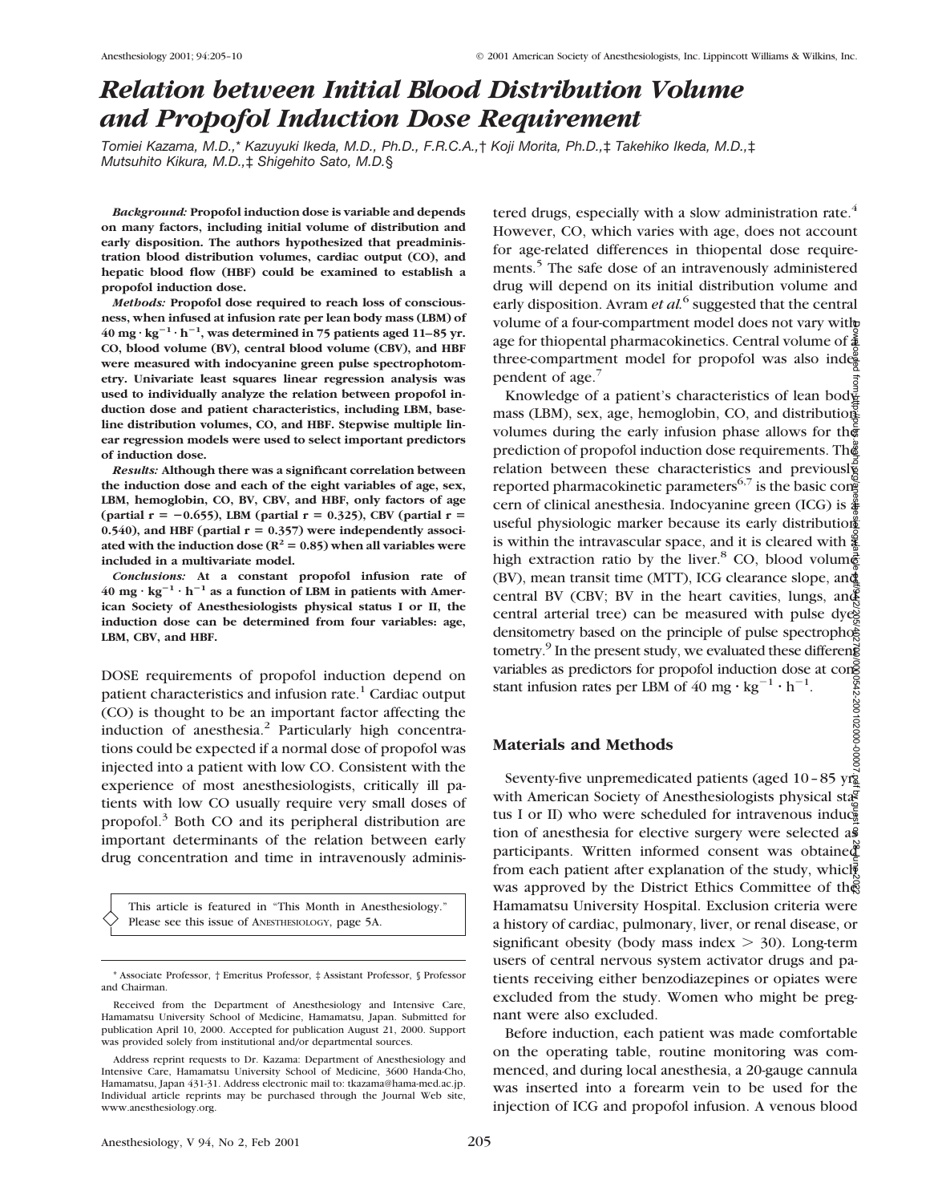# Relation between Initial Blood Distribution Volume and Propofol Induction Dose Requirement

*Tomiei Kazama, M.D.,\* Kazuyuki Ikeda, M.D., Ph.D., F.R.C.A.,† Koji Morita, Ph.D.,‡ Takehiko Ikeda, M.D.,‡ Mutsuhito Kikura, M.D.,‡ Shigehito Sato, M.D.§*

***Background:*** **Propofol induction dose is variable and depends on many factors, including initial volume of distribution and early disposition. The authors hypothesized that preadministration blood distribution volumes, cardiac output (CO), and hepatic blood flow (HBF) could be examined to establish a propofol induction dose.**

***Methods:*** **Propofol dose required to reach loss of consciousness, when infused at infusion rate per lean body mass (LBM) of 40 mg · kg$^{-1}$ · h$^{-1}$, was determined in 75 patients aged 11–85 yr. CO, blood volume (BV), central blood volume (CBV), and HBF were measured with indocyanine green pulse spectrophotometry. Univariate least squares linear regression analysis was used to individually analyze the relation between propofol induction dose and patient characteristics, including LBM, baseline distribution volumes, CO, and HBF. Stepwise multiple linear regression models were used to select important predictors of induction dose.**

***Results:*** **Although there was a significant correlation between the induction dose and each of the eight variables of age, sex, LBM, hemoglobin, CO, BV, CBV, and HBF, only factors of age (partial r = −0.655), LBM (partial r = 0.325), CBV (partial r = 0.540), and HBF (partial r = 0.357) were independently associated with the induction dose ($R^2$ = 0.85) when all variables were included in a multivariate model.**

***Conclusions:*** **At a constant propofol infusion rate of 40 mg · kg$^{-1}$ · h$^{-1}$ as a function of LBM in patients with American Society of Anesthesiologists physical status I or II, the induction dose can be determined from four variables: age, LBM, CBV, and HBF.**

DOSE requirements of propofol induction depend on patient characteristics and infusion rate.[1] Cardiac output (CO) is thought to be an important factor affecting the induction of anesthesia.[2] Particularly high concentrations could be expected if a normal dose of propofol was injected into a patient with low CO. Consistent with the experience of most anesthesiologists, critically ill patients with low CO usually require very small doses of propofol.[3] Both CO and its peripheral distribution are important determinants of the relation between early drug concentration and time in intravenously administered drugs, especially with a slow administration rate.[4] However, CO, which varies with age, does not account for age-related differences in thiopental dose requirements.[5] The safe dose of an intravenously administered drug will depend on its initial distribution volume and early disposition. Avram *et al.*[6] suggested that the central volume of a four-compartment model does not vary with age for thiopental pharmacokinetics. Central volume of a three-compartment model for propofol was also independent of age.[7]

Knowledge of a patient's characteristics of lean body mass (LBM), sex, age, hemoglobin, CO, and distribution volumes during the early infusion phase allows for the prediction of propofol induction dose requirements. The relation between these characteristics and previously reported pharmacokinetic parameters[6,7] is the basic concern of clinical anesthesia. Indocyanine green (ICG) is a useful physiologic marker because its early distribution is within the intravascular space, and it is cleared with a high extraction ratio by the liver.[8] CO, blood volume (BV), mean transit time (MTT), ICG clearance slope, and central BV (CBV; BV in the heart cavities, lungs, and central arterial tree) can be measured with pulse dye densitometry based on the principle of pulse spectrophotometry.[9] In the present study, we evaluated these different variables as predictors for propofol induction dose at constant infusion rates per LBM of 40 mg · kg$^{-1}$ · h$^{-1}$.

This article is featured in "This Month in Anesthesiology." Please see this issue of ANESTHESIOLOGY, page 5A.

## Materials and Methods

Seventy-five unpremedicated patients (aged 10–85 yr) with American Society of Anesthesiologists physical status I or II) who were scheduled for intravenous induction of anesthesia for elective surgery were selected as participants. Written informed consent was obtained from each patient after explanation of the study, which was approved by the District Ethics Committee of the Hamamatsu University Hospital. Exclusion criteria were a history of cardiac, pulmonary, liver, or renal disease, or significant obesity (body mass index > 30). Long-term users of central nervous system activator drugs and patients receiving either benzodiazepines or opiates were excluded from the study. Women who might be pregnant were also excluded.

Before induction, each patient was made comfortable on the operating table, routine monitoring was commenced, and during local anesthesia, a 20-gauge cannula was inserted into a forearm vein to be used for the injection of ICG and propofol infusion. A venous blood

\* Associate Professor, † Emeritus Professor, ‡ Assistant Professor, § Professor and Chairman.

Received from the Department of Anesthesiology and Intensive Care, Hamamatsu University School of Medicine, Hamamatsu, Japan. Submitted for publication April 10, 2000. Accepted for publication August 21, 2000. Support was provided solely from institutional and/or departmental sources.

Address reprint requests to Dr. Kazama: Department of Anesthesiology and Intensive Care, Hamamatsu University School of Medicine, 3600 Handa-Cho, Hamamatsu, Japan 431-31. Address electronic mail to: tkazama@hama-med.ac.jp. Individual article reprints may be purchased through the Journal Web site, www.anesthesiology.org.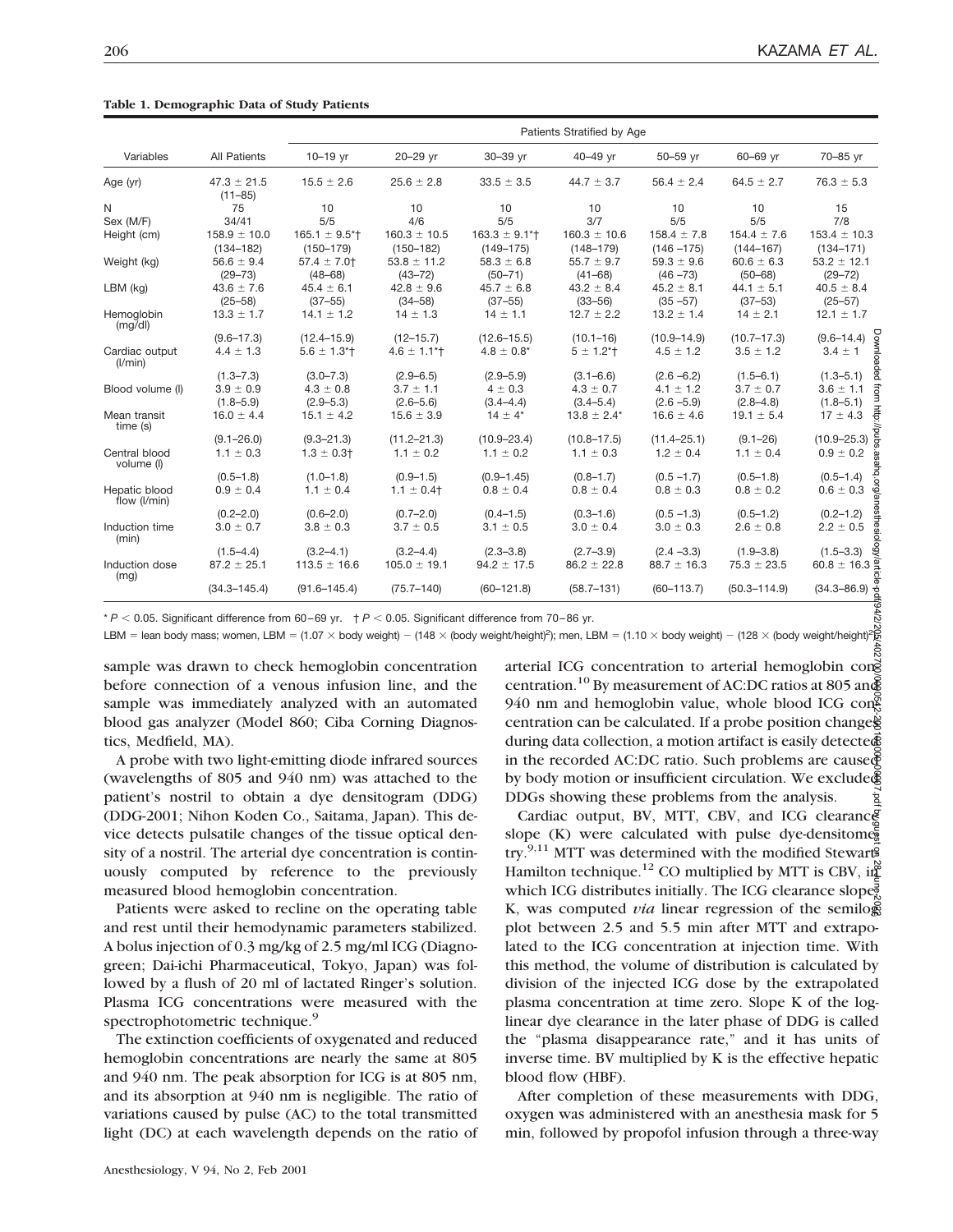**Table 1. Demographic Data of Study Patients**

| Variables | All Patients | Patients Stratified by Age | | | | | | |
|---|---|---|---|---|---|---|---|---|
| | | 10–19 yr | 20–29 yr | 30–39 yr | 40–49 yr | 50–59 yr | 60–69 yr | 70–85 yr |
| Age (yr) | 47.3 ± 21.5 (11–85) | 15.5 ± 2.6 | 25.6 ± 2.8 | 33.5 ± 3.5 | 44.7 ± 3.7 | 56.4 ± 2.4 | 64.5 ± 2.7 | 76.3 ± 5.3 |
| N | 75 | 10 | 10 | 10 | 10 | 10 | 10 | 15 |
| Sex (M/F) | 34/41 | 5/5 | 4/6 | 5/5 | 3/7 | 5/5 | 5/5 | 7/8 |
| Height (cm) | 158.9 ± 10.0 (134–182) | 165.1 ± 9.5*† (150–179) | 160.3 ± 10.5 (150–182) | 163.3 ± 9.1*† (149–175) | 160.3 ± 10.6 (148–179) | 158.4 ± 7.8 (146 –175) | 154.4 ± 7.6 (144–167) | 153.4 ± 10.3 (134–171) |
| Weight (kg) | 56.6 ± 9.4 (29–73) | 57.4 ± 7.0† (48–68) | 53.8 ± 11.2 (43–72) | 58.3 ± 6.8 (50–71) | 55.7 ± 9.7 (41–68) | 59.3 ± 9.6 (46 –73) | 60.6 ± 6.3 (50–68) | 53.2 ± 12.1 (29–72) |
| LBM (kg) | 43.6 ± 7.6 (25–58) | 45.4 ± 6.1 (37–55) | 42.8 ± 9.6 (34–58) | 45.7 ± 6.8 (37–55) | 43.2 ± 8.4 (33–56) | 45.2 ± 8.1 (35 –57) | 44.1 ± 5.1 (37–53) | 40.5 ± 8.4 (25–57) |
| Hemoglobin (mg/dl) | 13.3 ± 1.7 (9.6–17.3) | 14.1 ± 1.2 (12.4–15.9) | 14 ± 1.3 (12–15.7) | 14 ± 1.1 (12.6–15.5) | 12.7 ± 2.2 (10.1–16) | 13.2 ± 1.4 (10.9–14.9) | 14 ± 2.1 (10.7–17.3) | 12.1 ± 1.7 (9.6–14.4) |
| Cardiac output (l/min) | 4.4 ± 1.3 (1.3–7.3) | 5.6 ± 1.3*† (3.0–7.3) | 4.6 ± 1.1*† (2.9–6.5) | 4.8 ± 0.8* (2.9–5.9) | 5 ± 1.2*† (3.1–6.6) | 4.5 ± 1.2 (2.6 –6.2) | 3.5 ± 1.2 (1.5–6.1) | 3.4 ± 1 (1.3–5.1) |
| Blood volume (l) | 3.9 ± 0.9 (1.8–5.9) | 4.3 ± 0.8 (2.9–5.3) | 3.7 ± 1.1 (2.6–5.6) | 4 ± 0.3 (3.4–4.4) | 4.3 ± 0.7 (3.4–5.4) | 4.1 ± 1.2 (2.6 –5.9) | 3.7 ± 0.7 (2.8–4.8) | 3.6 ± 1.1 (1.8–5.1) |
| Mean transit time (s) | 16.0 ± 4.4 (9.1–26.0) | 15.1 ± 4.2 (9.3–21.3) | 15.6 ± 3.9 (11.2–21.3) | 14 ± 4* (10.9–23.4) | 13.8 ± 2.4* (10.8–17.5) | 16.6 ± 4.6 (11.4–25.1) | 19.1 ± 5.4 (9.1–26) | 17 ± 4.3 (10.9–25.3) |
| Central blood volume (l) | 1.1 ± 0.3 (0.5–1.8) | 1.3 ± 0.3† (1.0–1.8) | 1.1 ± 0.2 (0.9–1.5) | 1.1 ± 0.2 (0.9–1.45) | 1.1 ± 0.3 (0.8–1.7) | 1.2 ± 0.4 (0.5 –1.7) | 1.1 ± 0.4 (0.5–1.8) | 0.9 ± 0.2 (0.5–1.4) |
| Hepatic blood flow (l/min) | 0.9 ± 0.4 (0.2–2.0) | 1.1 ± 0.4 (0.6–2.0) | 1.1 ± 0.4† (0.7–2.0) | 0.8 ± 0.4 (0.4–1.5) | 0.8 ± 0.4 (0.3–1.6) | 0.8 ± 0.3 (0.5 –1.3) | 0.8 ± 0.2 (0.5–1.2) | 0.6 ± 0.3 (0.2–1.2) |
| Induction time (min) | 3.0 ± 0.7 (1.5–4.4) | 3.8 ± 0.3 (3.2–4.1) | 3.7 ± 0.5 (3.2–4.4) | 3.1 ± 0.5 (2.3–3.8) | 3.0 ± 0.4 (2.7–3.9) | 3.0 ± 0.3 (2.4 –3.3) | 2.6 ± 0.8 (1.9–3.8) | 2.2 ± 0.5 (1.5–3.3) |
| Induction dose (mg) | 87.2 ± 25.1 (34.3–145.4) | 113.5 ± 16.6 (91.6–145.4) | 105.0 ± 19.1 (75.7–140) | 94.2 ± 17.5 (60–121.8) | 86.2 ± 22.8 (58.7–131) | 88.7 ± 16.3 (60–113.7) | 75.3 ± 23.5 (50.3–114.9) | 60.8 ± 16.3 (34.3–86.9) |

* $P < 0.05$. Significant difference from 60–69 yr. † $P < 0.05$. Significant difference from 70–86 yr.

LBM = lean body mass; women, LBM = (1.07 × body weight) − (148 × (body weight/height)$^2$); men, LBM = (1.10 × body weight) − (128 × (body weight/height)$^2$).

sample was drawn to check hemoglobin concentration before connection of a venous infusion line, and the sample was immediately analyzed with an automated blood gas analyzer (Model 860; Ciba Corning Diagnostics, Medfield, MA).

A probe with two light-emitting diode infrared sources (wavelengths of 805 and 940 nm) was attached to the patient's nostril to obtain a dye densitogram (DDG) (DDG-2001; Nihon Koden Co., Saitama, Japan). This device detects pulsatile changes of the tissue optical density of a nostril. The arterial dye concentration is continuously computed by reference to the previously measured blood hemoglobin concentration.

Patients were asked to recline on the operating table and rest until their hemodynamic parameters stabilized. A bolus injection of 0.3 mg/kg of 2.5 mg/ml ICG (Diagnogreen; Dai-ichi Pharmaceutical, Tokyo, Japan) was followed by a flush of 20 ml of lactated Ringer's solution. Plasma ICG concentrations were measured with the spectrophotometric technique.[9]

The extinction coefficients of oxygenated and reduced hemoglobin concentrations are nearly the same at 805 and 940 nm. The peak absorption for ICG is at 805 nm, and its absorption at 940 nm is negligible. The ratio of variations caused by pulse (AC) to the total transmitted light (DC) at each wavelength depends on the ratio of arterial ICG concentration to arterial hemoglobin concentration.[10] By measurement of AC:DC ratios at 805 and 940 nm and hemoglobin value, whole blood ICG concentration can be calculated. If a probe position changes during data collection, a motion artifact is easily detected in the recorded AC:DC ratio. Such problems are caused by body motion or insufficient circulation. We excluded DDGs showing these problems from the analysis.

Cardiac output, BV, MTT, CBV, and ICG clearance slope (K) were calculated with pulse dye-densitometry.[9,11] MTT was determined with the modified Stewart-Hamilton technique.[12] CO multiplied by MTT is CBV, in which ICG distributes initially. The ICG clearance slope, K, was computed *via* linear regression of the semilog plot between 2.5 and 5.5 min after MTT and extrapolated to the ICG concentration at injection time. With this method, the volume of distribution is calculated by division of the injected ICG dose by the extrapolated plasma concentration at time zero. Slope K of the log-linear dye clearance in the later phase of DDG is called the "plasma disappearance rate," and it has units of inverse time. BV multiplied by K is the effective hepatic blood flow (HBF).

After completion of these measurements with DDG, oxygen was administered with an anesthesia mask for 5 min, followed by propofol infusion through a three-way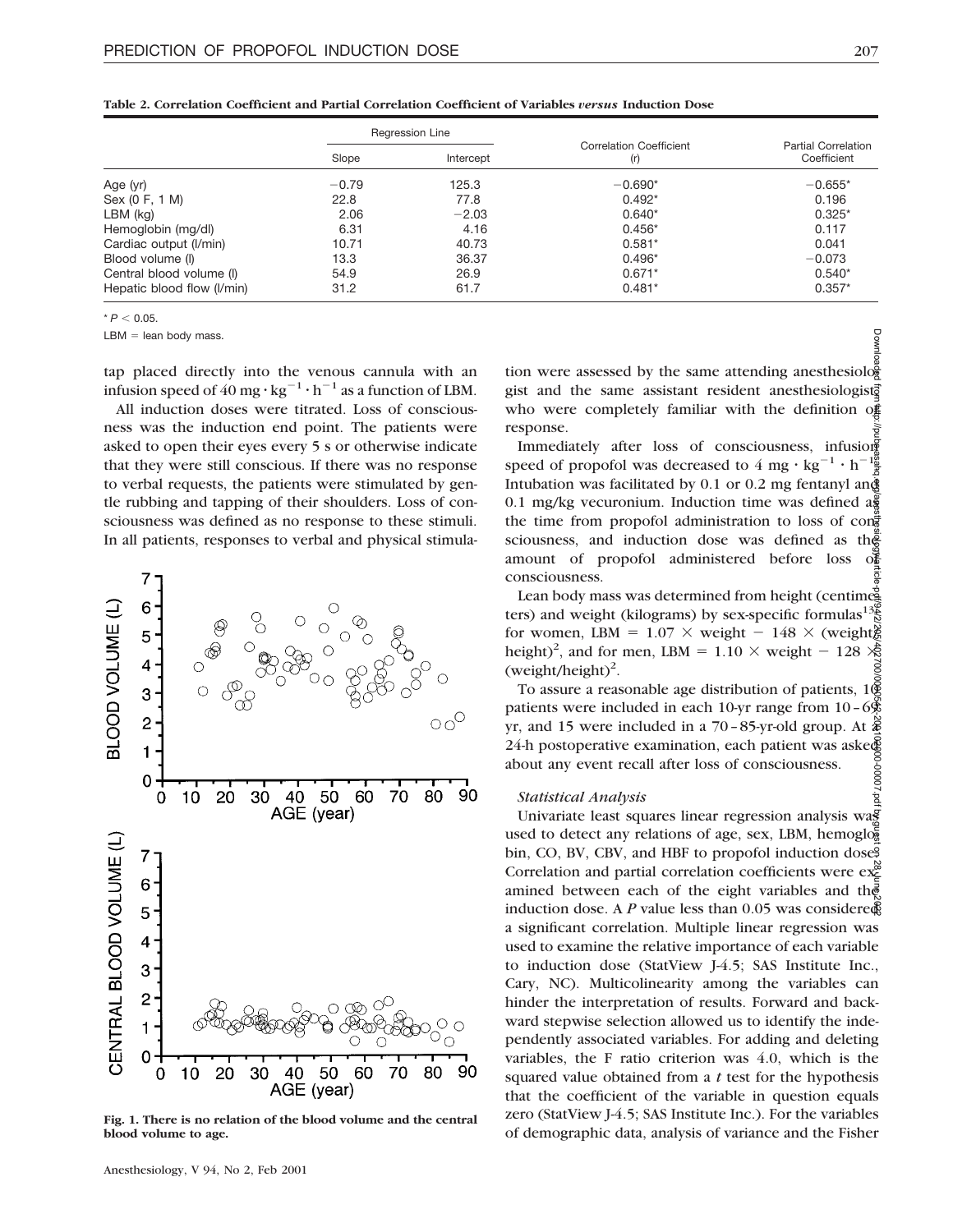**Table 2. Correlation Coefficient and Partial Correlation Coefficient of Variables *versus* Induction Dose**

| | Regression Line | | Correlation Coefficient (r) | Partial Correlation Coefficient |
|---|---|---|---|---|
| | Slope | Intercept | | |
| Age (yr) | −0.79 | 125.3 | −0.690* | −0.655* |
| Sex (0 F, 1 M) | 22.8 | 77.8 | 0.492* | 0.196 |
| LBM (kg) | 2.06 | −2.03 | 0.640* | 0.325* |
| Hemoglobin (mg/dl) | 6.31 | 4.16 | 0.456* | 0.117 |
| Cardiac output (l/min) | 10.71 | 40.73 | 0.581* | 0.041 |
| Blood volume (l) | 13.3 | 36.37 | 0.496* | −0.073 |
| Central blood volume (l) | 54.9 | 26.9 | 0.671* | 0.540* |
| Hepatic blood flow (l/min) | 31.2 | 61.7 | 0.481* | 0.357* |

* $P < 0.05$.

LBM = lean body mass.

tap placed directly into the venous cannula with an infusion speed of $40\ mg \cdot kg^{-1} \cdot h^{-1}$ as a function of LBM.

All induction doses were titrated. Loss of consciousness was the induction end point. The patients were asked to open their eyes every 5 s or otherwise indicate that they were still conscious. If there was no response to verbal requests, the patients were stimulated by gentle rubbing and tapping of their shoulders. Loss of consciousness was defined as no response to these stimuli. In all patients, responses to verbal and physical stimulation were assessed by the same attending anesthesiologist and the same assistant resident anesthesiologist, who were completely familiar with the definition of response.

Immediately after loss of consciousness, infusion speed of propofol was decreased to $4\ mg \cdot kg^{-1} \cdot h^{-1}$. Intubation was facilitated by 0.1 or 0.2 mg fentanyl and 0.1 mg/kg vecuronium. Induction time was defined as the time from propofol administration to loss of consciousness, and induction dose was defined as the amount of propofol administered before loss of consciousness.

Lean body mass was determined from height (centimeters) and weight (kilograms) by sex-specific formulas[13]: for women, LBM = $1.07 \times$ weight $- 148 \times$ (weight/height)$^2$, and for men, LBM = $1.10 \times$ weight $- 128 \times$ (weight/height)$^2$.

To assure a reasonable age distribution of patients, 10 patients were included in each 10-yr range from 10–69 yr, and 15 were included in a 70–85-yr-old group. At a 24-h postoperative examination, each patient was asked about any event recall after loss of consciousness.

Fig. 1. There is no relation of the blood volume and the central blood volume to age.

### *Statistical Analysis*

Univariate least squares linear regression analysis was used to detect any relations of age, sex, LBM, hemoglobin, CO, BV, CBV, and HBF to propofol induction dose. Correlation and partial correlation coefficients were examined between each of the eight variables and the induction dose. A *P* value less than 0.05 was considered a significant correlation. Multiple linear regression was used to examine the relative importance of each variable to induction dose (StatView J-4.5; SAS Institute Inc., Cary, NC). Multicolinearity among the variables can hinder the interpretation of results. Forward and backward stepwise selection allowed us to identify the independently associated variables. For adding and deleting variables, the F ratio criterion was 4.0, which is the squared value obtained from a *t* test for the hypothesis that the coefficient of the variable in question equals zero (StatView J-4.5; SAS Institute Inc.). For the variables of demographic data, analysis of variance and the Fisher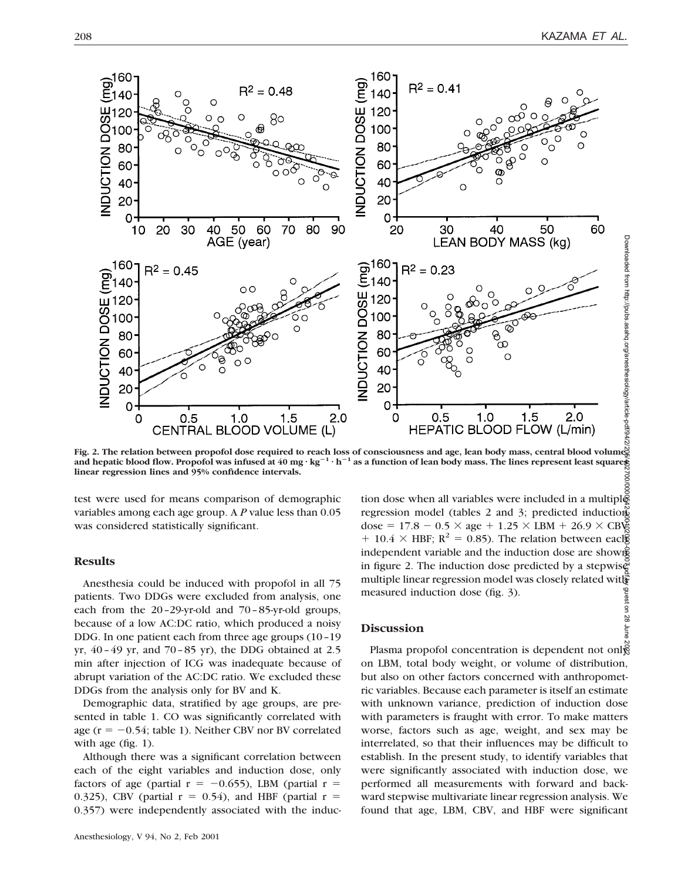**Fig. 2. The relation between propofol dose required to reach loss of consciousness and age, lean body mass, central blood volume, and hepatic blood flow. Propofol was infused at 40 mg · kg$^{-1}$ · h$^{-1}$ as a function of lean body mass. The lines represent least squares linear regression lines and 95% confidence intervals.**

test were used for means comparison of demographic variables among each age group. A *P* value less than 0.05 was considered statistically significant.

## Results

Anesthesia could be induced with propofol in all 75 patients. Two DDGs were excluded from analysis, one each from the 20–29-yr-old and 70–85-yr-old groups, because of a low AC:DC ratio, which produced a noisy DDG. In one patient each from three age groups (10–19 yr, 40–49 yr, and 70–85 yr), the DDG obtained at 2.5 min after injection of ICG was inadequate because of abrupt variation of the AC:DC ratio. We excluded these DDGs from the analysis only for BV and K.

Demographic data, stratified by age groups, are presented in table 1. CO was significantly correlated with age ($r = -0.54$; table 1). Neither CBV nor BV correlated with age (fig. 1).

Although there was a significant correlation between each of the eight variables and induction dose, only factors of age (partial $r = -0.655$), LBM (partial $r = 0.325$), CBV (partial $r = 0.54$), and HBF (partial $r = 0.357$) were independently associated with the induction dose when all variables were included in a multiple regression model (tables 2 and 3; predicted induction dose $= 17.8 - 0.5 \times \text{age} + 1.25 \times \text{LBM} + 26.9 \times \text{CBV} + 10.4 \times \text{HBF}$; $R^2 = 0.85$). The relation between each independent variable and the induction dose are shown in figure 2. The induction dose predicted by a stepwise multiple linear regression model was closely related with measured induction dose (fig. 3).

## Discussion

Plasma propofol concentration is dependent not only on LBM, total body weight, or volume of distribution, but also on other factors concerned with anthropometric variables. Because each parameter is itself an estimate with unknown variance, prediction of induction dose with parameters is fraught with error. To make matters worse, factors such as age, weight, and sex may be interrelated, so that their influences may be difficult to establish. In the present study, to identify variables that were significantly associated with induction dose, we performed all measurements with forward and backward stepwise multivariate linear regression analysis. We found that age, LBM, CBV, and HBF were significant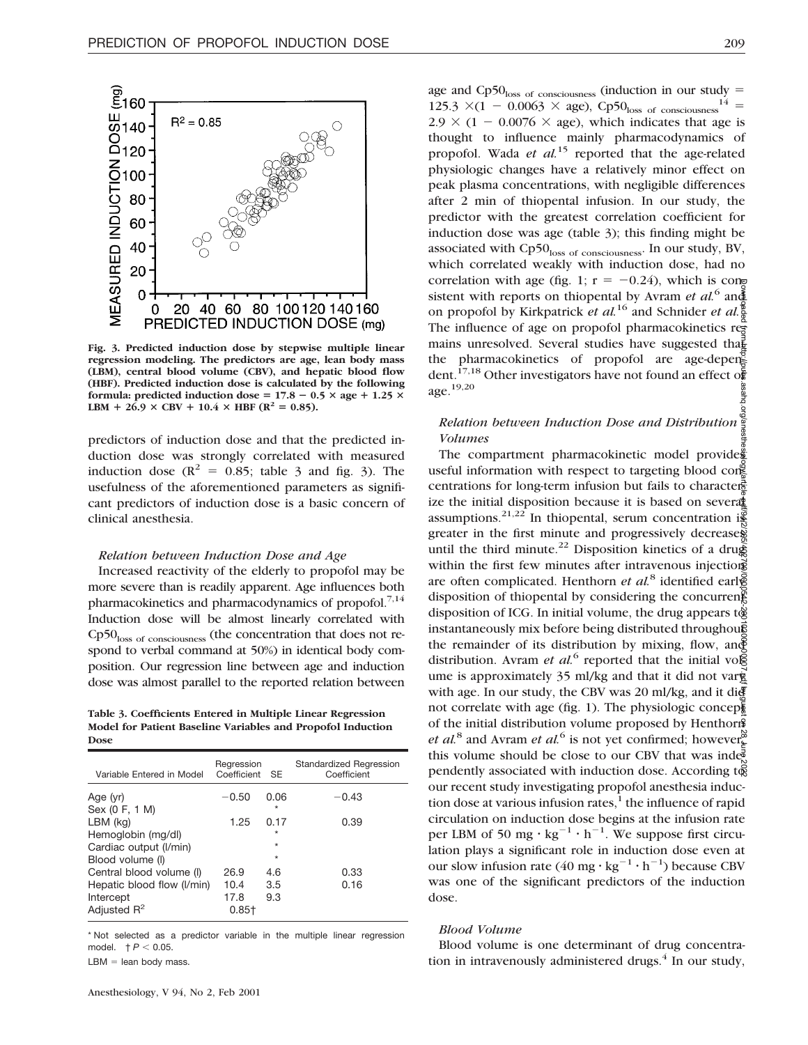Fig. 3. Predicted induction dose by stepwise multiple linear regression modeling. The predictors are age, lean body mass (LBM), central blood volume (CBV), and hepatic blood flow (HBF). Predicted induction dose is calculated by the following formula: predicted induction dose = 17.8 − 0.5 × age + 1.25 × LBM + 26.9 × CBV + 10.4 × HBF ($R^2$ = 0.85).

predictors of induction dose and that the predicted induction dose was strongly correlated with measured induction dose ($R^2$ = 0.85; table 3 and fig. 3). The usefulness of the aforementioned parameters as significant predictors of induction dose is a basic concern of clinical anesthesia.

### *Relation between Induction Dose and Age*

Increased reactivity of the elderly to propofol may be more severe than is readily apparent. Age influences both pharmacokinetics and pharmacodynamics of propofol.[7,14] Induction dose will be almost linearly correlated with $Cp50_{loss\ of\ consciousness}$ (the concentration that does not respond to verbal command at 50%) in identical body composition. Our regression line between age and induction dose was almost parallel to the reported relation between age and $Cp50_{loss\ of\ consciousness}$ (induction in our study = 125.3 ×(1 − 0.0063 × age), $Cp50_{loss\ of\ consciousness}$[14] = 2.9 × (1 − 0.0076 × age), which indicates that age is thought to influence mainly pharmacodynamics of propofol. Wada *et al.*[15] reported that the age-related physiologic changes have a relatively minor effect on peak plasma concentrations, with negligible differences after 2 min of thiopental infusion. In our study, the predictor with the greatest correlation coefficient for induction dose was age (table 3); this finding might be associated with $Cp50_{loss\ of\ consciousness}$. In our study, BV, which correlated weakly with induction dose, had no correlation with age (fig. 1; r = −0.24), which is consistent with reports on thiopental by Avram *et al.*[6] and on propofol by Kirkpatrick *et al.*[16] and Schnider *et al.*[7] The influence of age on propofol pharmacokinetics remains unresolved. Several studies have suggested that the pharmacokinetics of propofol are age-dependent.[17,18] Other investigators have not found an effect of age.[19,20]

**Table 3. Coefficients Entered in Multiple Linear Regression Model for Patient Baseline Variables and Propofol Induction Dose**

| Variable Entered in Model | Regression Coefficient | SE | Standardized Regression Coefficient |
|---|---|---|---|
| Age (yr) | −0.50 | 0.06 | −0.43 |
| Sex (0 F, 1 M) | | * | |
| LBM (kg) | 1.25 | 0.17 | 0.39 |
| Hemoglobin (mg/dl) | | * | |
| Cardiac output (l/min) | | * | |
| Blood volume (l) | | * | |
| Central blood volume (l) | 26.9 | 4.6 | 0.33 |
| Hepatic blood flow (l/min) | 10.4 | 3.5 | 0.16 |
| Intercept | 17.8 | 9.3 | |
| Adjusted $R^2$ | 0.85† | | |

\* Not selected as a predictor variable in the multiple linear regression model. † $P < 0.05$.

LBM = lean body mass.

### *Relation between Induction Dose and Distribution Volumes*

The compartment pharmacokinetic model provides useful information with respect to targeting blood concentrations for long-term infusion but fails to characterize the initial disposition because it is based on several assumptions.[21,22] In thiopental, serum concentration is greater in the first minute and progressively decreases until the third minute.[22] Disposition kinetics of a drug within the first few minutes after intravenous injection are often complicated. Henthorn *et al.*[8] identified early disposition of thiopental by considering the concurrent disposition of ICG. In initial volume, the drug appears to instantaneously mix before being distributed throughout the remainder of its distribution by mixing, flow, and distribution. Avram *et al.*[6] reported that the initial volume is approximately 35 ml/kg and that it did not vary with age. In our study, the CBV was 20 ml/kg, and it did not correlate with age (fig. 1). The physiologic concept of the initial distribution volume proposed by Henthorn *et al.*[8] and Avram *et al.*[6] is not yet confirmed; however, this volume should be close to our CBV that was independently associated with induction dose. According to our recent study investigating propofol anesthesia induction dose at various infusion rates,[1] the influence of rapid circulation on induction dose begins at the infusion rate per LBM of 50 $mg \cdot kg^{-1} \cdot h^{-1}$. We suppose first circulation plays a significant role in induction dose even at our slow infusion rate (40 $mg \cdot kg^{-1} \cdot h^{-1}$) because CBV was one of the significant predictors of the induction dose.

### *Blood Volume*

Blood volume is one determinant of drug concentration in intravenously administered drugs.[4] In our study,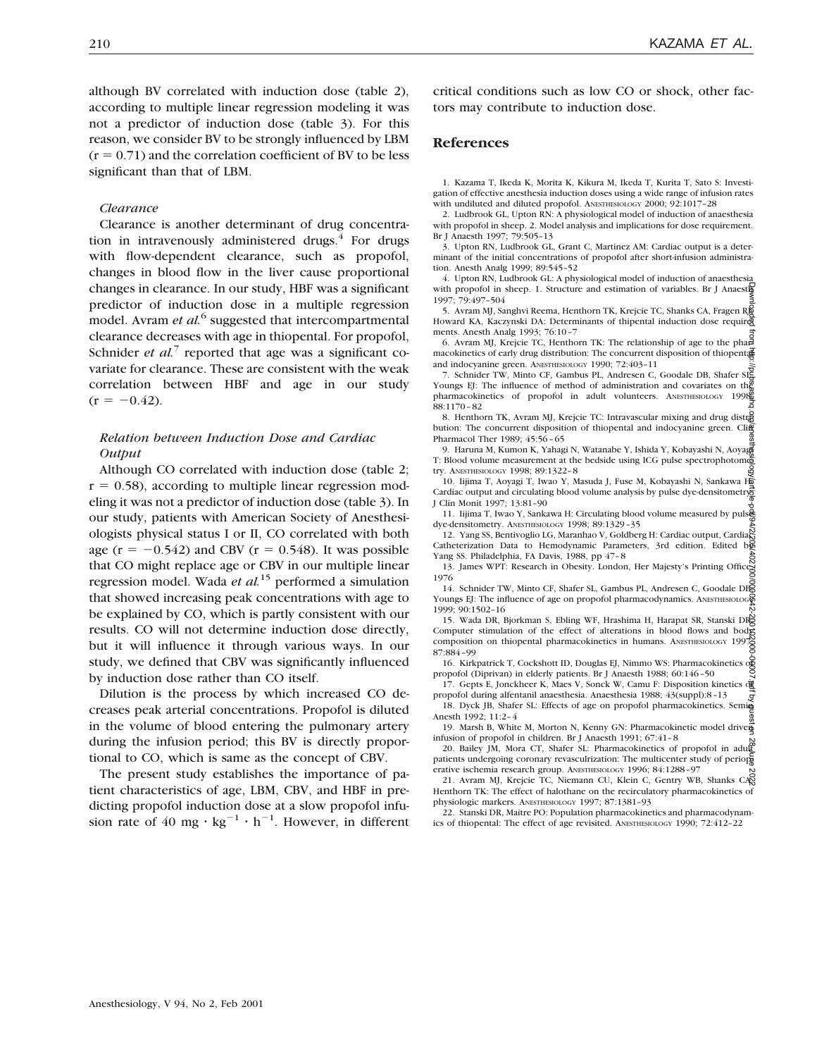although BV correlated with induction dose (table 2), according to multiple linear regression modeling it was not a predictor of induction dose (table 3). For this reason, we consider BV to be strongly influenced by LBM ($r = 0.71$) and the correlation coefficient of BV to be less significant than that of LBM.

### *Clearance*

Clearance is another determinant of drug concentration in intravenously administered drugs.[4] For drugs with flow-dependent clearance, such as propofol, changes in blood flow in the liver cause proportional changes in clearance. In our study, HBF was a significant predictor of induction dose in a multiple regression model. Avram *et al.*[6] suggested that intercompartmental clearance decreases with age in thiopental. For propofol, Schnider *et al.*[7] reported that age was a significant covariate for clearance. These are consistent with the weak correlation between HBF and age in our study ($r = -0.42$).

### *Relation between Induction Dose and Cardiac Output*

Although CO correlated with induction dose (table 2; $r = 0.58$), according to multiple linear regression modeling it was not a predictor of induction dose (table 3). In our study, patients with American Society of Anesthesiologists physical status I or II, CO correlated with both age ($r = -0.542$) and CBV ($r = 0.548$). It was possible that CO might replace age or CBV in our multiple linear regression model. Wada *et al.*[15] performed a simulation that showed increasing peak concentrations with age to be explained by CO, which is partly consistent with our results. CO will not determine induction dose directly, but it will influence it through various ways. In our study, we defined that CBV was significantly influenced by induction dose rather than CO itself.

Dilution is the process by which increased CO decreases peak arterial concentrations. Propofol is diluted in the volume of blood entering the pulmonary artery during the infusion period; this BV is directly proportional to CO, which is same as the concept of CBV.

The present study establishes the importance of patient characteristics of age, LBM, CBV, and HBF in predicting propofol induction dose at a slow propofol infusion rate of $40 \text{ mg} \cdot \text{kg}^{-1} \cdot \text{h}^{-1}$. However, in different critical conditions such as low CO or shock, other factors may contribute to induction dose.

## References

1. Kazama T, Ikeda K, Morita K, Kikura M, Ikeda T, Kurita T, Sato S: Investigation of effective anesthesia induction doses using a wide range of infusion rates with undiluted and diluted propofol. ANESTHESIOLOGY 2000; 92:1017–28
2. Ludbrook GL, Upton RN: A physiological model of induction of anaesthesia with propofol in sheep. 2. Model analysis and implications for dose requirement. Br J Anaesth 1997; 79:505–13
3. Upton RN, Ludbrook GL, Grant C, Martinez AM: Cardiac output is a determinant of the initial concentrations of propofol after short-infusion administration. Anesth Analg 1999; 89:545–52
4. Upton RN, Ludbrook GL: A physiological model of induction of anaesthesia with propofol in sheep. 1. Structure and estimation of variables. Br J Anaesth 1997; 79:497–504
5. Avram MJ, Sanghvi Reema, Henthorn TK, Krejcie TC, Shanks CA, Fragen RJ, Howard KA, Kaczynski DA: Determinants of thipental induction dose requirements. Anesth Analg 1993; 76:10–7
6. Avram MJ, Krejcie TC, Henthorn TK: The relationship of age to the pharmacokinetics of early drug distribution: The concurrent disposition of thiopental and indocyanine green. ANESTHESIOLOGY 1990; 72:403–11
7. Schnider TW, Minto CF, Gambus PL, Andresen C, Goodale DB, Shafer SL, Youngs EJ: The influence of method of administration and covariates on the pharmacokinetics of propofol in adult volunteers. ANESTHESIOLOGY 1998; 88:1170–82
8. Henthorn TK, Avram MJ, Krejcie TC: Intravascular mixing and drug distribution: The concurrent disposition of thiopental and indocyanine green. Clin Pharmacol Ther 1989; 45:56–65
9. Haruna M, Kumon K, Yahagi N, Watanabe Y, Ishida Y, Kobayashi N, Aoyagi T: Blood volume measurement at the bedside using ICG pulse spectrophotometry. ANESTHESIOLOGY 1998; 89:1322–8
10. Iijima T, Aoyagi T, Iwao Y, Masuda J, Fuse M, Kobayashi N, Sankawa H: Cardiac output and circulating blood volume analysis by pulse dye-densitometry. J Clin Monit 1997; 13:81–90
11. Iijima T, Iwao Y, Sankawa H: Circulating blood volume measured by pulse dye-densitometry. ANESTHESIOLOGY 1998; 89:1329–35
12. Yang SS, Bentivoglio LG, Maranhao V, Goldberg H: Cardiac output, Cardiac Catheterization Data to Hemodynamic Parameters, 3rd edition. Edited by Yang SS. Philadelphia, FA Davis, 1988, pp 47–8
13. James WPT: Research in Obesity. London, Her Majesty's Printing Office, 1976
14. Schnider TW, Minto CF, Shafer SL, Gambus PL, Andresen C, Goodale DB, Youngs EJ: The influence of age on propofol pharmacodynamics. ANESTHESIOLOGY 1999; 90:1502–16
15. Wada DR, Bjorkman S, Ebling WF, Hrashima H, Harapat SR, Stanski DR: Computer stimulation of the effect of alterations in blood flows and body composition on thiopental pharmacokinetics in humans. ANESTHESIOLOGY 1997; 87:884–99
16. Kirkpatrick T, Cockshott ID, Douglas EJ, Nimmo WS: Pharmacokinetics of propofol (Diprivan) in elderly patients. Br J Anaesth 1988; 60:146–50
17. Gepts E, Jonckheer K, Maes V, Sonck W, Camu F: Disposition kinetics of propofol during alfentanil anaesthesia. Anaesthesia 1988; 43(suppl):8–13
18. Dyck JB, Shafer SL: Effects of age on propofol pharmacokinetics. Semin Anesth 1992; 11:2–4
19. Marsh B, White M, Morton N, Kenny GN: Pharmacokinetic model driven infusion of propofol in children. Br J Anaesth 1991; 67:41–8
20. Bailey JM, Mora CT, Shafer SL: Pharmacokinetics of propofol in adult patients undergoing coronary revasculrization: The multicenter study of perioperative ischemia research group. ANESTHESIOLOGY 1996; 84:1288–97
21. Avram MJ, Krejcie TC, Niemann CU, Klein C, Gentry WB, Shanks CA, Henthorn TK: The effect of halothane on the recirculatory pharmacokinetics of physiologic markers. ANESTHESIOLOGY 1997; 87:1381–93
22. Stanski DR, Maitre PO: Population pharmacokinetics and pharmacodynamics of thiopental: The effect of age revisited. ANESTHESIOLOGY 1990; 72:412–22